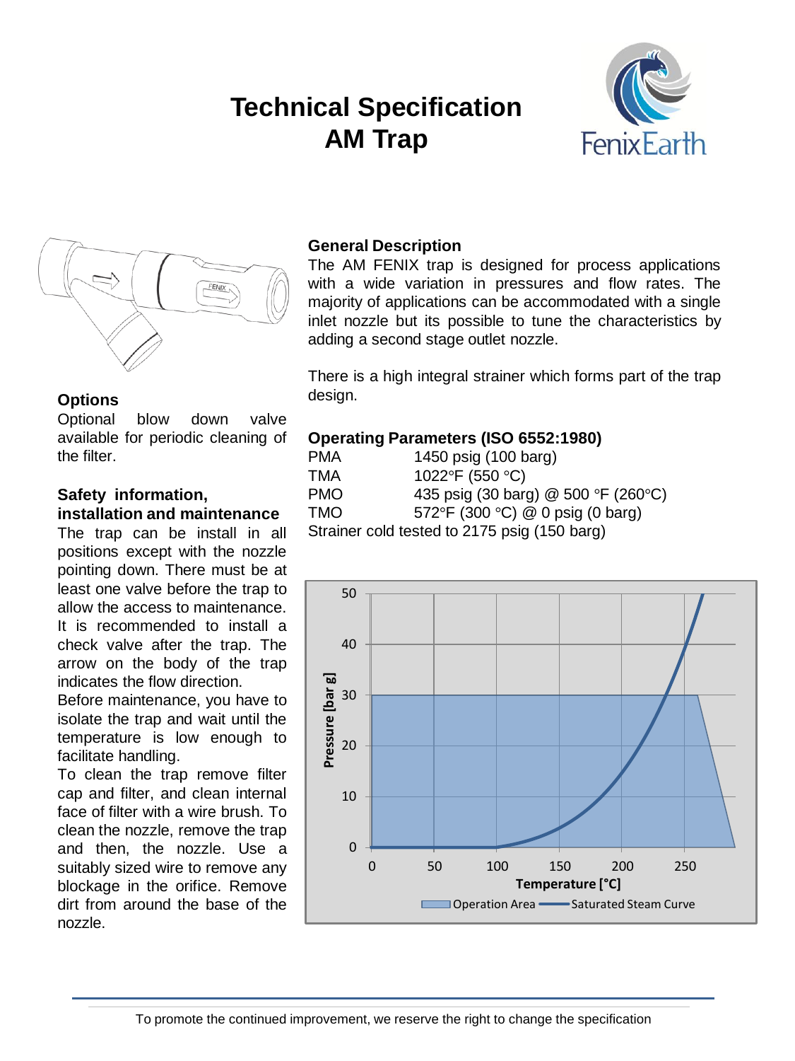# Technical Specification AM Trap

FenixEarth

## Options

Optional blow down valve available for periodic cleaning of the filter.

## Safety information, installation and maintenance

The trap can be install in all positions except with the nozzle pointing down. There must be at least one valve before the trap to allow the access to maintenance. It is recommended to install a check valve after the trap. The arrow on the body of the trap indicates the flow direction.

Before maintenance, you have to isolate the trap and wait until the temperature is low enough to facilitate handling.

To clean the trap remove filter cap and filter, and clean internal face of filter with a wire brush. To clean the nozzle, remove the trap and then, the nozzle. Use a suitably sized wire to remove any blockage in the orifice. Remove dirt from around the base of the nozzle.

## General Description

The AM FENIX trap is designed for process applications with a wide variation in pressures and flow rates. The majority of applications can be accommodated with a single inlet nozzle but its possible to tune the characteristics by adding a second stage outlet nozzle.

There is a high integral strainer which forms part of the trap design.

## Operating Parameters (ISO 6552:1980)

| | |
|---|---|
| PMA | 1450 psig (100 barg) |
| TMA | 1022°F (550 °C) |
| PMO | 435 psig (30 barg) @ 500 °F (260°C) |
| TMO | 572°F (300 °C) @ 0 psig (0 barg) |

Strainer cold tested to 2175 psig (150 barg)

Pressure [bar g] vs. Temperature [°C] — Operation Area / Saturated Steam Curve

To promote the continued improvement, we reserve the right to change the specification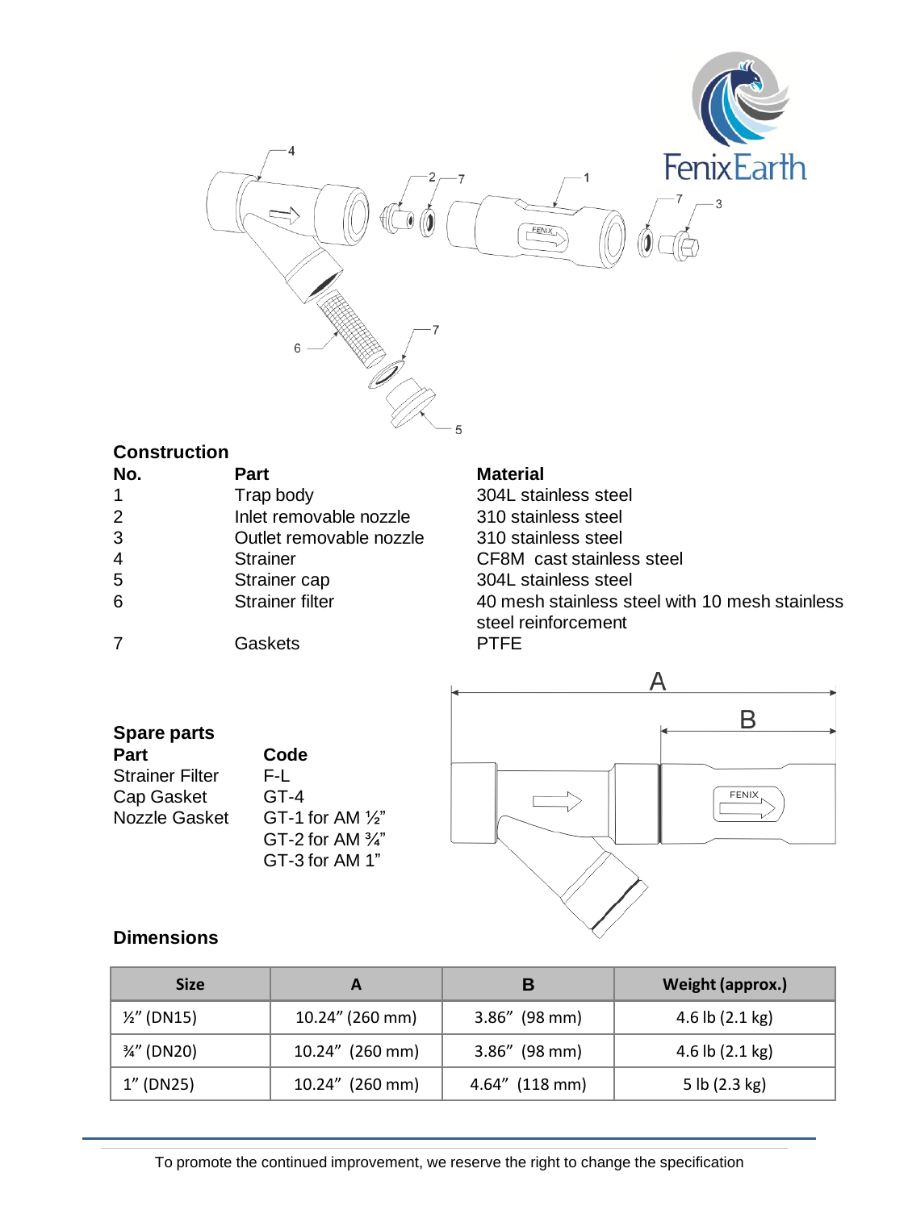## Construction

| No. | Part | Material |
|---|---|---|
| 1 | Trap body | 304L stainless steel |
| 2 | Inlet removable nozzle | 310 stainless steel |
| 3 | Outlet removable nozzle | 310 stainless steel |
| 4 | Strainer | CF8M cast stainless steel |
| 5 | Strainer cap | 304L stainless steel |
| 6 | Strainer filter | 40 mesh stainless steel with 10 mesh stainless steel reinforcement |
| 7 | Gaskets | PTFE |

## Spare parts

| Part | Code |
|---|---|
| Strainer Filter | F-L |
| Cap Gasket | GT-4 |
| Nozzle Gasket | GT-1 for AM ½" |
| | GT-2 for AM ¾" |
| | GT-3 for AM 1" |

## Dimensions

| Size | A | B | Weight (approx.) |
|---|---|---|---|
| ½" (DN15) | 10.24" (260 mm) | 3.86" (98 mm) | 4.6 lb (2.1 kg) |
| ¾" (DN20) | 10.24" (260 mm) | 3.86" (98 mm) | 4.6 lb (2.1 kg) |
| 1" (DN25) | 10.24" (260 mm) | 4.64" (118 mm) | 5 lb (2.3 kg) |

To promote the continued improvement, we reserve the right to change the specification